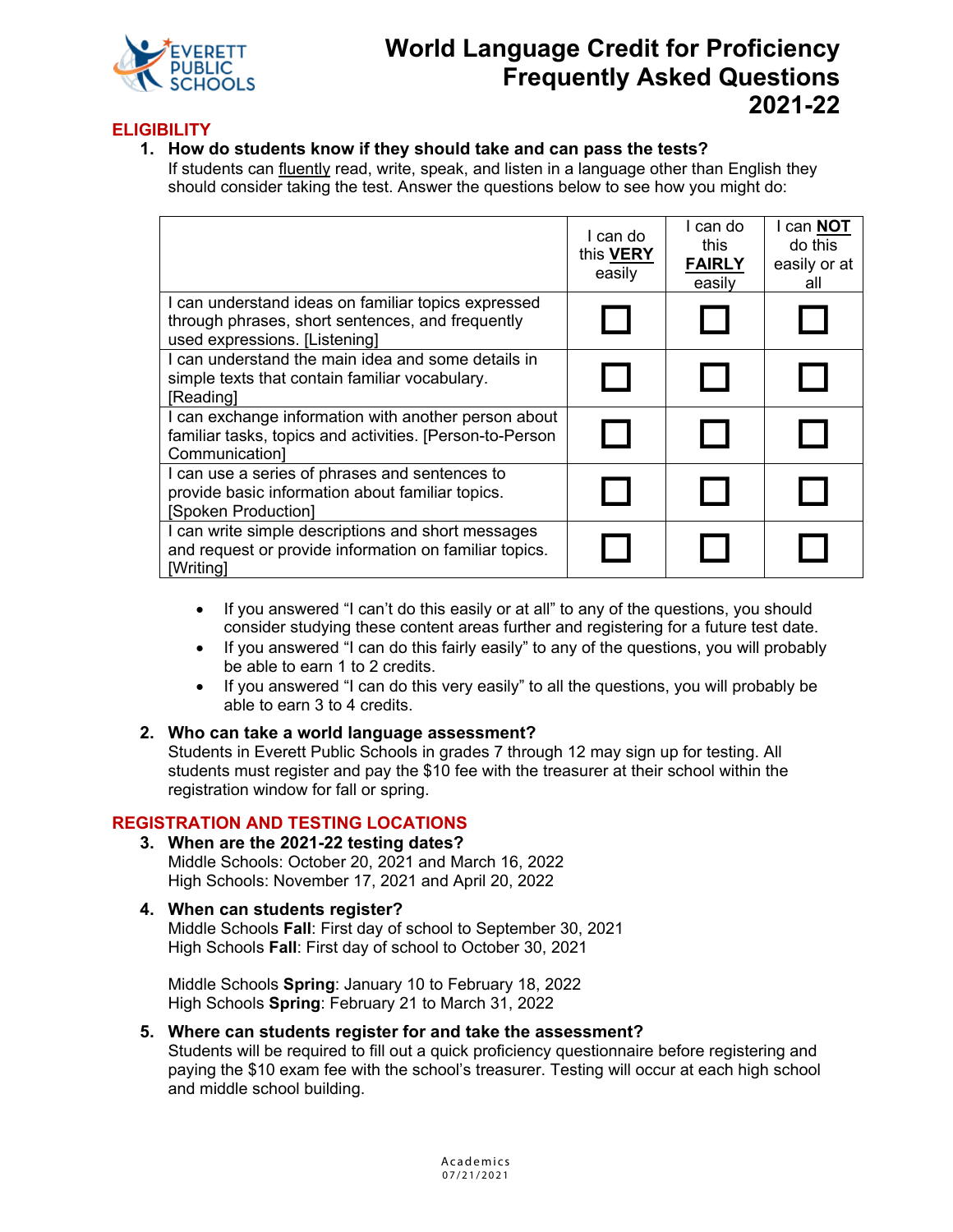# World Language Credit for Proficiency Frequently Asked Questions 2021-22

## ELIGIBILITY

1. **How do students know if they should take and can pass the tests?**
   If students can fluently read, write, speak, and listen in a language other than English they should consider taking the test. Answer the questions below to see how you might do:

| | I can do this **VERY** easily | I can do this **FAIRLY** easily | I can **NOT** do this easily or at all |
|---|---|---|---|
| I can understand ideas on familiar topics expressed through phrases, short sentences, and frequently used expressions. [Listening] | ☐ | ☐ | ☐ |
| I can understand the main idea and some details in simple texts that contain familiar vocabulary. [Reading] | ☐ | ☐ | ☐ |
| I can exchange information with another person about familiar tasks, topics and activities. [Person-to-Person Communication] | ☐ | ☐ | ☐ |
| I can use a series of phrases and sentences to provide basic information about familiar topics. [Spoken Production] | ☐ | ☐ | ☐ |
| I can write simple descriptions and short messages and request or provide information on familiar topics. [Writing] | ☐ | ☐ | ☐ |

- If you answered "I can't do this easily or at all" to any of the questions, you should consider studying these content areas further and registering for a future test date.
- If you answered "I can do this fairly easily" to any of the questions, you will probably be able to earn 1 to 2 credits.
- If you answered "I can do this very easily" to all the questions, you will probably be able to earn 3 to 4 credits.

2. **Who can take a world language assessment?**
   Students in Everett Public Schools in grades 7 through 12 may sign up for testing. All students must register and pay the $10 fee with the treasurer at their school within the registration window for fall or spring.

## REGISTRATION AND TESTING LOCATIONS

3. **When are the 2021-22 testing dates?**
   Middle Schools: October 20, 2021 and March 16, 2022
   High Schools: November 17, 2021 and April 20, 2022

4. **When can students register?**
   Middle Schools **Fall**: First day of school to September 30, 2021
   High Schools **Fall**: First day of school to October 30, 2021

   Middle Schools **Spring**: January 10 to February 18, 2022
   High Schools **Spring**: February 21 to March 31, 2022

5. **Where can students register for and take the assessment?**
   Students will be required to fill out a quick proficiency questionnaire before registering and paying the $10 exam fee with the school's treasurer. Testing will occur at each high school and middle school building.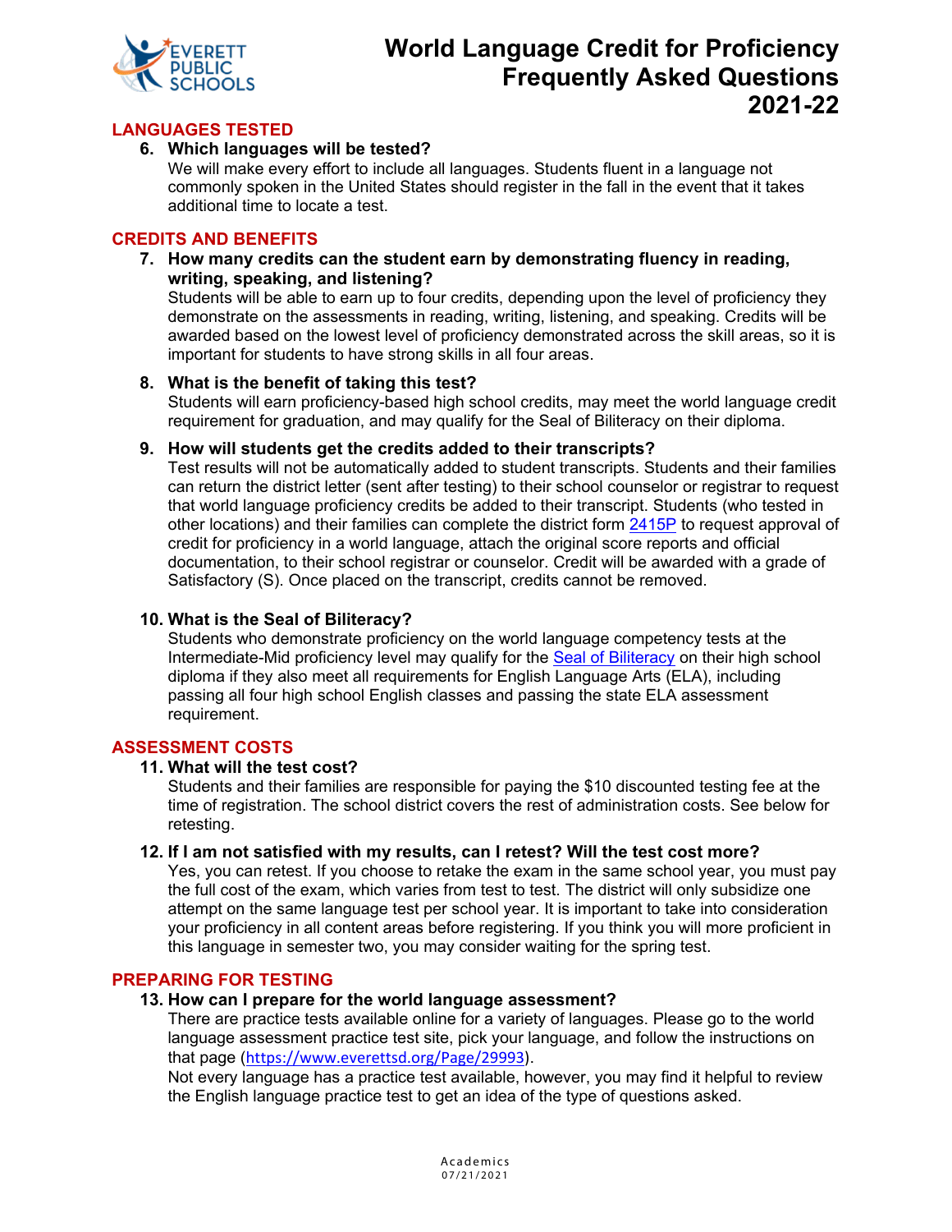# World Language Credit for Proficiency Frequently Asked Questions 2021-22

## LANGUAGES TESTED

**6. Which languages will be tested?**

We will make every effort to include all languages. Students fluent in a language not commonly spoken in the United States should register in the fall in the event that it takes additional time to locate a test.

## CREDITS AND BENEFITS

**7. How many credits can the student earn by demonstrating fluency in reading, writing, speaking, and listening?**

Students will be able to earn up to four credits, depending upon the level of proficiency they demonstrate on the assessments in reading, writing, listening, and speaking. Credits will be awarded based on the lowest level of proficiency demonstrated across the skill areas, so it is important for students to have strong skills in all four areas.

**8. What is the benefit of taking this test?**

Students will earn proficiency-based high school credits, may meet the world language credit requirement for graduation, and may qualify for the Seal of Biliteracy on their diploma.

**9. How will students get the credits added to their transcripts?**

Test results will not be automatically added to student transcripts. Students and their families can return the district letter (sent after testing) to their school counselor or registrar to request that world language proficiency credits be added to their transcript. Students (who tested in other locations) and their families can complete the district form 2415P to request approval of credit for proficiency in a world language, attach the original score reports and official documentation, to their school registrar or counselor. Credit will be awarded with a grade of Satisfactory (S). Once placed on the transcript, credits cannot be removed.

**10. What is the Seal of Biliteracy?**

Students who demonstrate proficiency on the world language competency tests at the Intermediate-Mid proficiency level may qualify for the Seal of Biliteracy on their high school diploma if they also meet all requirements for English Language Arts (ELA), including passing all four high school English classes and passing the state ELA assessment requirement.

## ASSESSMENT COSTS

**11. What will the test cost?**

Students and their families are responsible for paying the $10 discounted testing fee at the time of registration. The school district covers the rest of administration costs. See below for retesting.

**12. If I am not satisfied with my results, can I retest? Will the test cost more?**

Yes, you can retest. If you choose to retake the exam in the same school year, you must pay the full cost of the exam, which varies from test to test. The district will only subsidize one attempt on the same language test per school year. It is important to take into consideration your proficiency in all content areas before registering. If you think you will more proficient in this language in semester two, you may consider waiting for the spring test.

## PREPARING FOR TESTING

**13. How can I prepare for the world language assessment?**

There are practice tests available online for a variety of languages. Please go to the world language assessment practice test site, pick your language, and follow the instructions on that page (https://www.everettsd.org/Page/29993).

Not every language has a practice test available, however, you may find it helpful to review the English language practice test to get an idea of the type of questions asked.

Academics
07/21/2021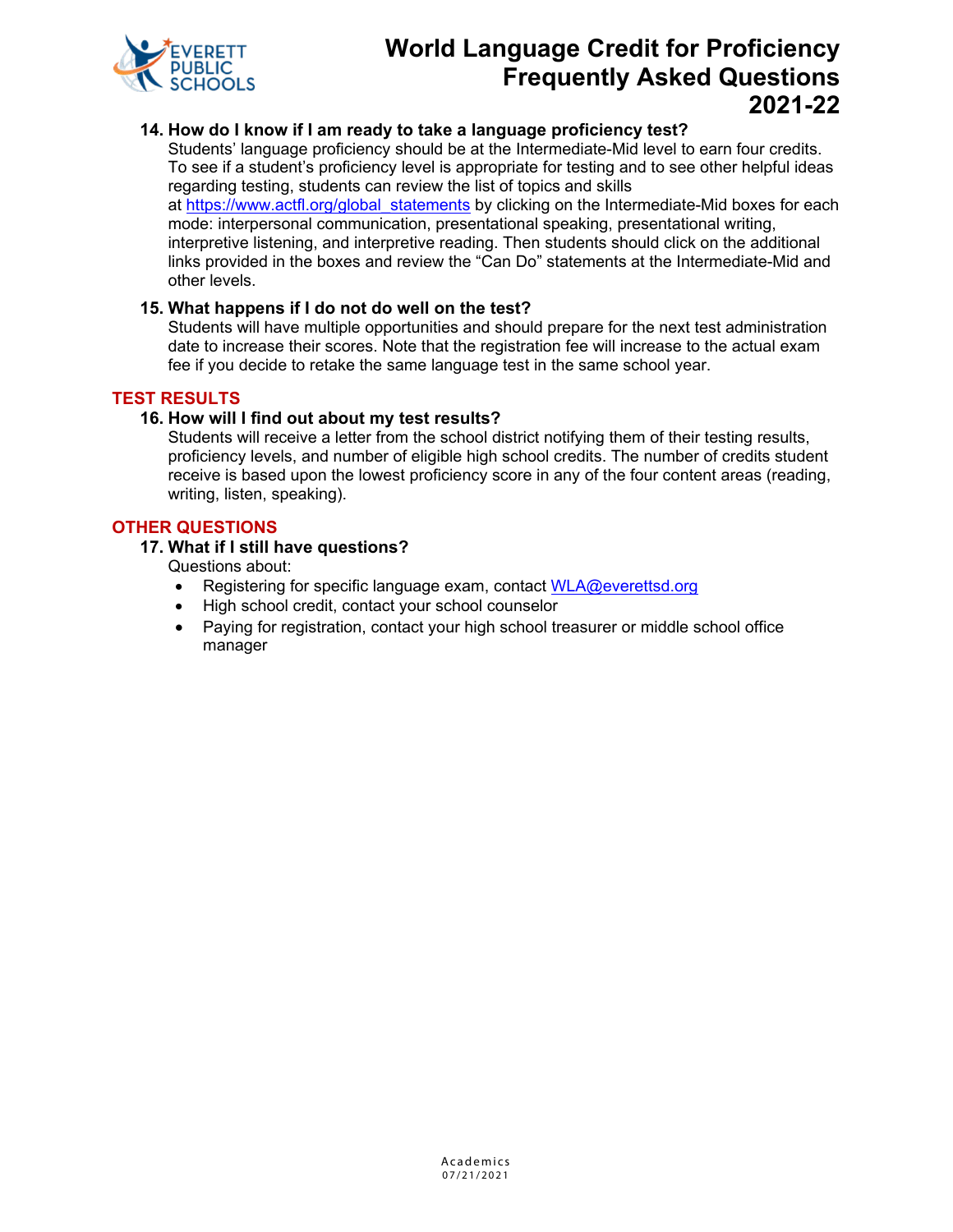14. **How do I know if I am ready to take a language proficiency test?**

    Students' language proficiency should be at the Intermediate-Mid level to earn four credits. To see if a student's proficiency level is appropriate for testing and to see other helpful ideas regarding testing, students can review the list of topics and skills at [https://www.actfl.org/global_statements](https://www.actfl.org/global_statements) by clicking on the Intermediate-Mid boxes for each mode: interpersonal communication, presentational speaking, presentational writing, interpretive listening, and interpretive reading. Then students should click on the additional links provided in the boxes and review the "Can Do" statements at the Intermediate-Mid and other levels.

15. **What happens if I do not do well on the test?**

    Students will have multiple opportunities and should prepare for the next test administration date to increase their scores. Note that the registration fee will increase to the actual exam fee if you decide to retake the same language test in the same school year.

## TEST RESULTS

16. **How will I find out about my test results?**

    Students will receive a letter from the school district notifying them of their testing results, proficiency levels, and number of eligible high school credits. The number of credits student receive is based upon the lowest proficiency score in any of the four content areas (reading, writing, listen, speaking).

## OTHER QUESTIONS

17. **What if I still have questions?**

    Questions about:

    - Registering for specific language exam, contact [WLA@everettsd.org](mailto:WLA@everettsd.org)
    - High school credit, contact your school counselor
    - Paying for registration, contact your high school treasurer or middle school office manager